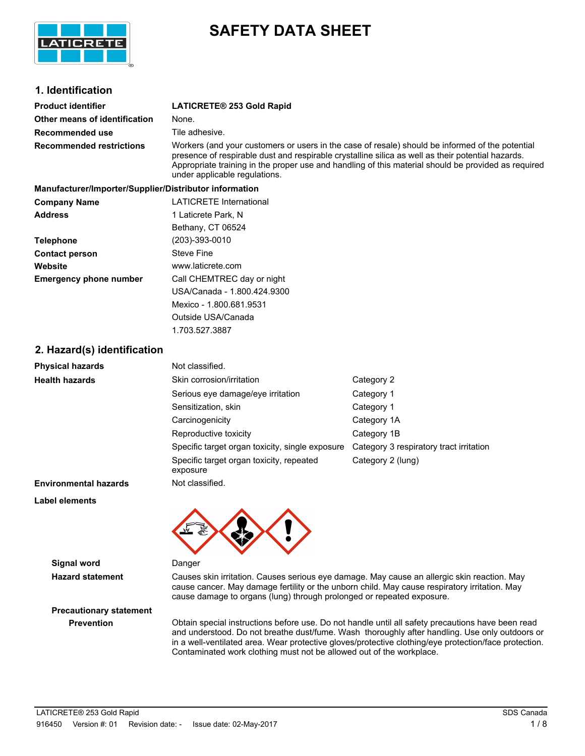# SAFETY DATA SHEET

## 1. Identification

| | |
|---|---|
| **Product identifier** | **LATICRETE® 253 Gold Rapid** |
| **Other means of identification** | None. |
| **Recommended use** | Tile adhesive. |
| **Recommended restrictions** | Workers (and your customers or users in the case of resale) should be informed of the potential presence of respirable dust and respirable crystalline silica as well as their potential hazards. Appropriate training in the proper use and handling of this material should be provided as required under applicable regulations. |

**Manufacturer/Importer/Supplier/Distributor information**

| | |
|---|---|
| **Company Name** | LATICRETE International |
| **Address** | 1 Laticrete Park, N<br>Bethany, CT 06524 |
| **Telephone** | (203)-393-0010 |
| **Contact person** | Steve Fine |
| **Website** | www.laticrete.com |
| **Emergency phone number** | Call CHEMTREC day or night<br>USA/Canada - 1.800.424.9300<br>Mexico - 1.800.681.9531<br>Outside USA/Canada<br>1.703.527.3887 |

## 2. Hazard(s) identification

| | | |
|---|---|---|
| **Physical hazards** | Not classified. | |
| **Health hazards** | Skin corrosion/irritation | Category 2 |
| | Serious eye damage/eye irritation | Category 1 |
| | Sensitization, skin | Category 1 |
| | Carcinogenicity | Category 1A |
| | Reproductive toxicity | Category 1B |
| | Specific target organ toxicity, single exposure | Category 3 respiratory tract irritation |
| | Specific target organ toxicity, repeated exposure | Category 2 (lung) |
| **Environmental hazards** | Not classified. | |

**Label elements**

**Signal word**: Danger

**Hazard statement**: Causes skin irritation. Causes serious eye damage. May cause an allergic skin reaction. May cause cancer. May damage fertility or the unborn child. May cause respiratory irritation. May cause damage to organs (lung) through prolonged or repeated exposure.

**Precautionary statement**

**Prevention**: Obtain special instructions before use. Do not handle until all safety precautions have been read and understood. Do not breathe dust/fume. Wash thoroughly after handling. Use only outdoors or in a well-ventilated area. Wear protective gloves/protective clothing/eye protection/face protection. Contaminated work clothing must not be allowed out of the workplace.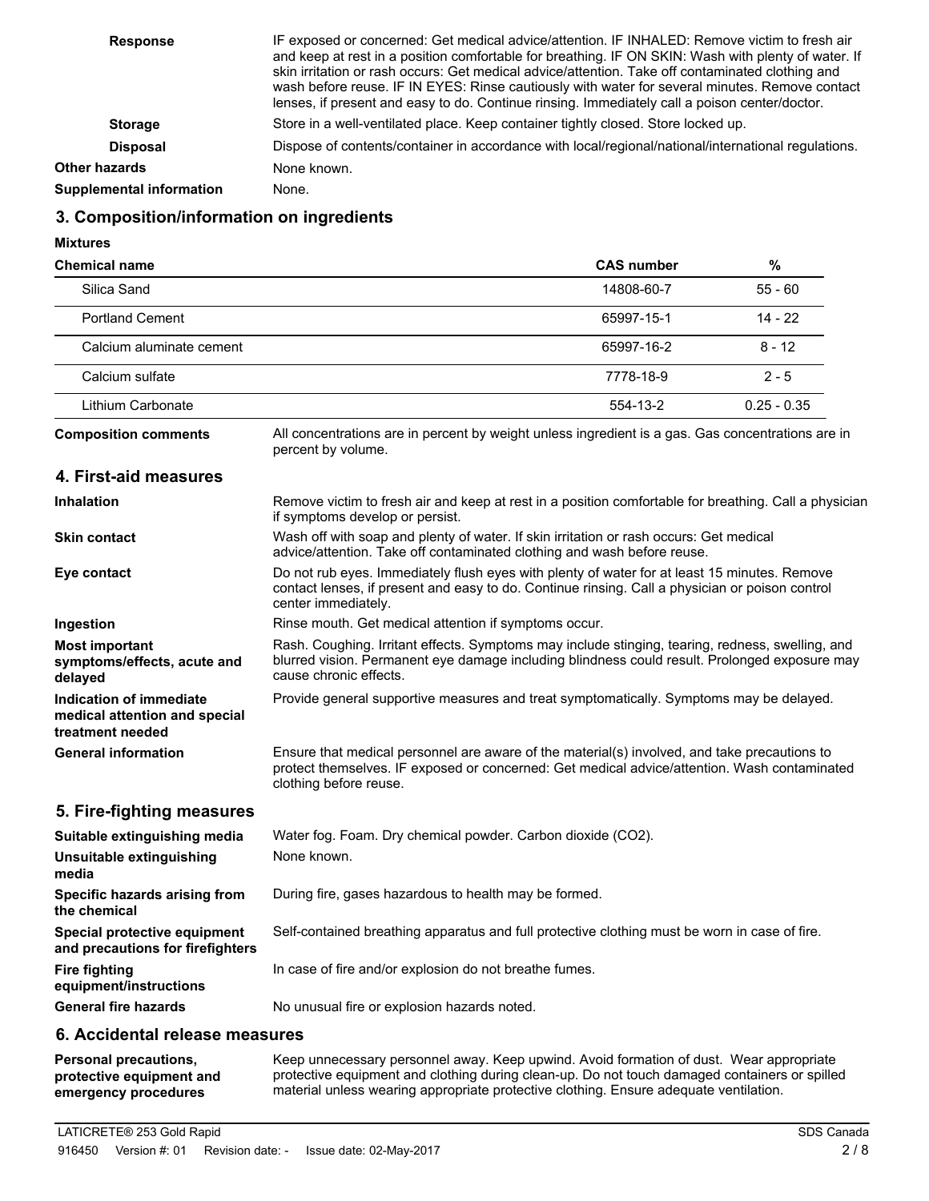**Response** IF exposed or concerned: Get medical advice/attention. IF INHALED: Remove victim to fresh air and keep at rest in a position comfortable for breathing. IF ON SKIN: Wash with plenty of water. If skin irritation or rash occurs: Get medical advice/attention. Take off contaminated clothing and wash before reuse. IF IN EYES: Rinse cautiously with water for several minutes. Remove contact lenses, if present and easy to do. Continue rinsing. Immediately call a poison center/doctor.

**Storage** Store in a well-ventilated place. Keep container tightly closed. Store locked up.

**Disposal** Dispose of contents/container in accordance with local/regional/national/international regulations.

**Other hazards** None known.

**Supplemental information** None.

## 3. Composition/information on ingredients

**Mixtures**

| Chemical name | CAS number | % |
|---|---|---|
| Silica Sand | 14808-60-7 | 55 - 60 |
| Portland Cement | 65997-15-1 | 14 - 22 |
| Calcium aluminate cement | 65997-16-2 | 8 - 12 |
| Calcium sulfate | 7778-18-9 | 2 - 5 |
| Lithium Carbonate | 554-13-2 | 0.25 - 0.35 |

**Composition comments** All concentrations are in percent by weight unless ingredient is a gas. Gas concentrations are in percent by volume.

## 4. First-aid measures

**Inhalation** Remove victim to fresh air and keep at rest in a position comfortable for breathing. Call a physician if symptoms develop or persist.

**Skin contact** Wash off with soap and plenty of water. If skin irritation or rash occurs: Get medical advice/attention. Take off contaminated clothing and wash before reuse.

**Eye contact** Do not rub eyes. Immediately flush eyes with plenty of water for at least 15 minutes. Remove contact lenses, if present and easy to do. Continue rinsing. Call a physician or poison control center immediately.

**Ingestion** Rinse mouth. Get medical attention if symptoms occur.

**Most important symptoms/effects, acute and delayed** Rash. Coughing. Irritant effects. Symptoms may include stinging, tearing, redness, swelling, and blurred vision. Permanent eye damage including blindness could result. Prolonged exposure may cause chronic effects.

**Indication of immediate medical attention and special treatment needed** Provide general supportive measures and treat symptomatically. Symptoms may be delayed.

**General information** Ensure that medical personnel are aware of the material(s) involved, and take precautions to protect themselves. IF exposed or concerned: Get medical advice/attention. Wash contaminated clothing before reuse.

## 5. Fire-fighting measures

**Suitable extinguishing media** Water fog. Foam. Dry chemical powder. Carbon dioxide ($CO_2$).

**Unsuitable extinguishing media** None known.

**Specific hazards arising from the chemical** During fire, gases hazardous to health may be formed.

**Special protective equipment and precautions for firefighters** Self-contained breathing apparatus and full protective clothing must be worn in case of fire.

**Fire fighting equipment/instructions** In case of fire and/or explosion do not breathe fumes.

**General fire hazards** No unusual fire or explosion hazards noted.

## 6. Accidental release measures

**Personal precautions, protective equipment and emergency procedures** Keep unnecessary personnel away. Keep upwind. Avoid formation of dust. Wear appropriate protective equipment and clothing during clean-up. Do not touch damaged containers or spilled material unless wearing appropriate protective clothing. Ensure adequate ventilation.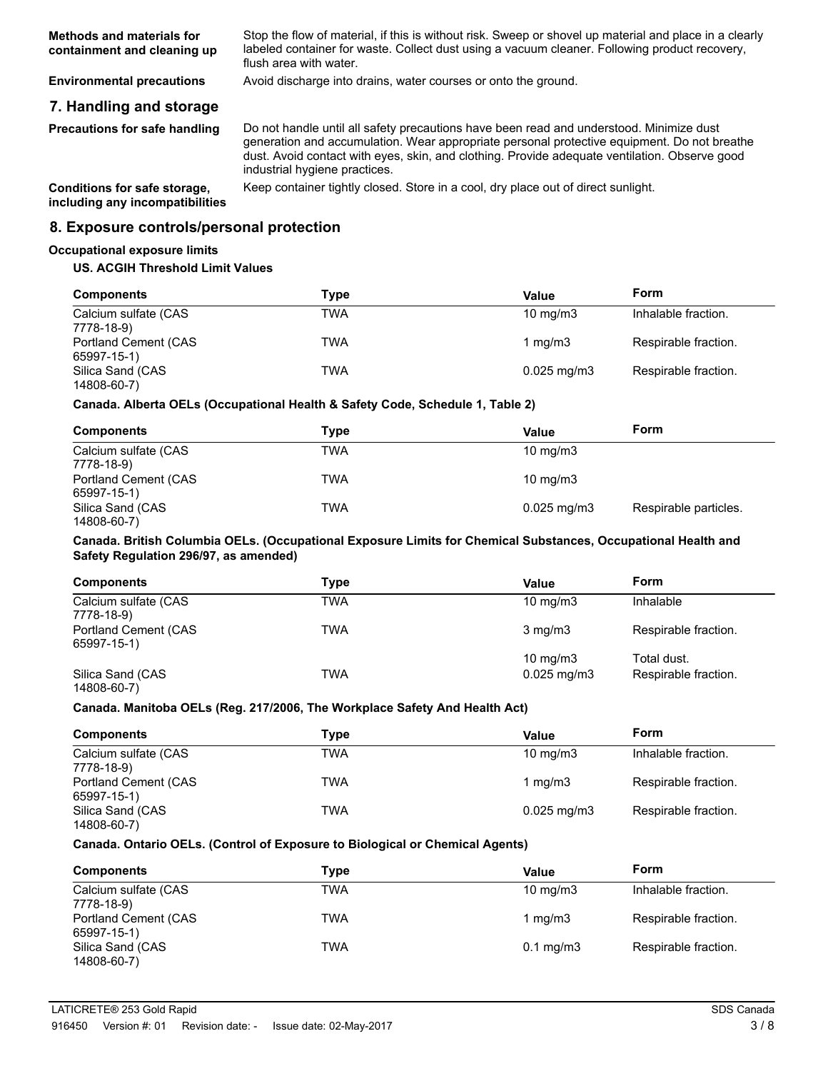**Methods and materials for containment and cleaning up**

Stop the flow of material, if this is without risk. Sweep or shovel up material and place in a clearly labeled container for waste. Collect dust using a vacuum cleaner. Following product recovery, flush area with water.

**Environmental precautions**

Avoid discharge into drains, water courses or onto the ground.

## 7. Handling and storage

**Precautions for safe handling**

Do not handle until all safety precautions have been read and understood. Minimize dust generation and accumulation. Wear appropriate personal protective equipment. Do not breathe dust. Avoid contact with eyes, skin, and clothing. Provide adequate ventilation. Observe good industrial hygiene practices.

**Conditions for safe storage, including any incompatibilities**

Keep container tightly closed. Store in a cool, dry place out of direct sunlight.

## 8. Exposure controls/personal protection

**Occupational exposure limits**

**US. ACGIH Threshold Limit Values**

| Components | Type | Value | Form |
|---|---|---|---|
| Calcium sulfate (CAS 7778-18-9) | TWA | 10 mg/m3 | Inhalable fraction. |
| Portland Cement (CAS 65997-15-1) | TWA | 1 mg/m3 | Respirable fraction. |
| Silica Sand (CAS 14808-60-7) | TWA | 0.025 mg/m3 | Respirable fraction. |

**Canada. Alberta OELs (Occupational Health & Safety Code, Schedule 1, Table 2)**

| Components | Type | Value | Form |
|---|---|---|---|
| Calcium sulfate (CAS 7778-18-9) | TWA | 10 mg/m3 | |
| Portland Cement (CAS 65997-15-1) | TWA | 10 mg/m3 | |
| Silica Sand (CAS 14808-60-7) | TWA | 0.025 mg/m3 | Respirable particles. |

**Canada. British Columbia OELs. (Occupational Exposure Limits for Chemical Substances, Occupational Health and Safety Regulation 296/97, as amended)**

| Components | Type | Value | Form |
|---|---|---|---|
| Calcium sulfate (CAS 7778-18-9) | TWA | 10 mg/m3 | Inhalable |
| Portland Cement (CAS 65997-15-1) | TWA | 3 mg/m3 | Respirable fraction. |
| | | 10 mg/m3 | Total dust. |
| Silica Sand (CAS 14808-60-7) | TWA | 0.025 mg/m3 | Respirable fraction. |

**Canada. Manitoba OELs (Reg. 217/2006, The Workplace Safety And Health Act)**

| Components | Type | Value | Form |
|---|---|---|---|
| Calcium sulfate (CAS 7778-18-9) | TWA | 10 mg/m3 | Inhalable fraction. |
| Portland Cement (CAS 65997-15-1) | TWA | 1 mg/m3 | Respirable fraction. |
| Silica Sand (CAS 14808-60-7) | TWA | 0.025 mg/m3 | Respirable fraction. |

**Canada. Ontario OELs. (Control of Exposure to Biological or Chemical Agents)**

| Components | Type | Value | Form |
|---|---|---|---|
| Calcium sulfate (CAS 7778-18-9) | TWA | 10 mg/m3 | Inhalable fraction. |
| Portland Cement (CAS 65997-15-1) | TWA | 1 mg/m3 | Respirable fraction. |
| Silica Sand (CAS 14808-60-7) | TWA | 0.1 mg/m3 | Respirable fraction. |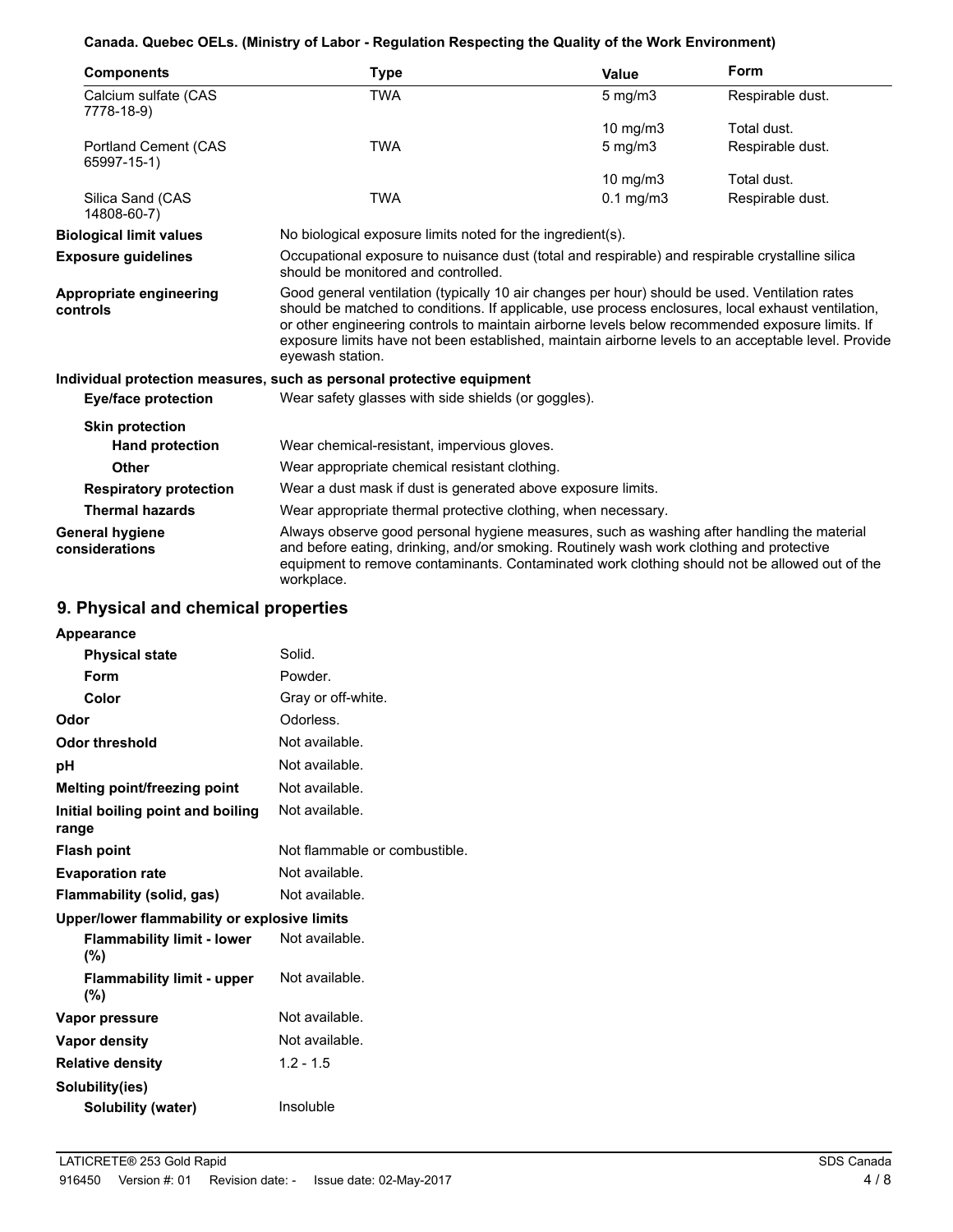**Canada. Quebec OELs. (Ministry of Labor - Regulation Respecting the Quality of the Work Environment)**

| Components | Type | Value | Form |
|---|---|---|---|
| Calcium sulfate (CAS 7778-18-9) | TWA | 5 mg/m3 | Respirable dust. |
| | | 10 mg/m3 | Total dust. |
| Portland Cement (CAS 65997-15-1) | TWA | 5 mg/m3 | Respirable dust. |
| | | 10 mg/m3 | Total dust. |
| Silica Sand (CAS 14808-60-7) | TWA | 0.1 mg/m3 | Respirable dust. |

**Biological limit values** No biological exposure limits noted for the ingredient(s).

**Exposure guidelines** Occupational exposure to nuisance dust (total and respirable) and respirable crystalline silica should be monitored and controlled.

**Appropriate engineering controls** Good general ventilation (typically 10 air changes per hour) should be used. Ventilation rates should be matched to conditions. If applicable, use process enclosures, local exhaust ventilation, or other engineering controls to maintain airborne levels below recommended exposure limits. If exposure limits have not been established, maintain airborne levels to an acceptable level. Provide eyewash station.

**Individual protection measures, such as personal protective equipment**

**Eye/face protection** Wear safety glasses with side shields (or goggles).

**Skin protection**

**Hand protection** Wear chemical-resistant, impervious gloves.

**Other** Wear appropriate chemical resistant clothing.

**Respiratory protection** Wear a dust mask if dust is generated above exposure limits.

**Thermal hazards** Wear appropriate thermal protective clothing, when necessary.

**General hygiene considerations** Always observe good personal hygiene measures, such as washing after handling the material and before eating, drinking, and/or smoking. Routinely wash work clothing and protective equipment to remove contaminants. Contaminated work clothing should not be allowed out of the workplace.

## 9. Physical and chemical properties

**Appearance**

**Physical state** Solid.

**Form** Powder.

**Color** Gray or off-white.

**Odor** Odorless.

**Odor threshold** Not available.

**pH** Not available.

**Melting point/freezing point** Not available.

**Initial boiling point and boiling range** Not available.

**Flash point** Not flammable or combustible.

**Evaporation rate** Not available.

**Flammability (solid, gas)** Not available.

**Upper/lower flammability or explosive limits**

**Flammability limit - lower (%)** Not available.

**Flammability limit - upper (%)** Not available.

**Vapor pressure** Not available.

**Vapor density** Not available.

**Relative density** 1.2 - 1.5

**Solubility(ies)**

**Solubility (water)** Insoluble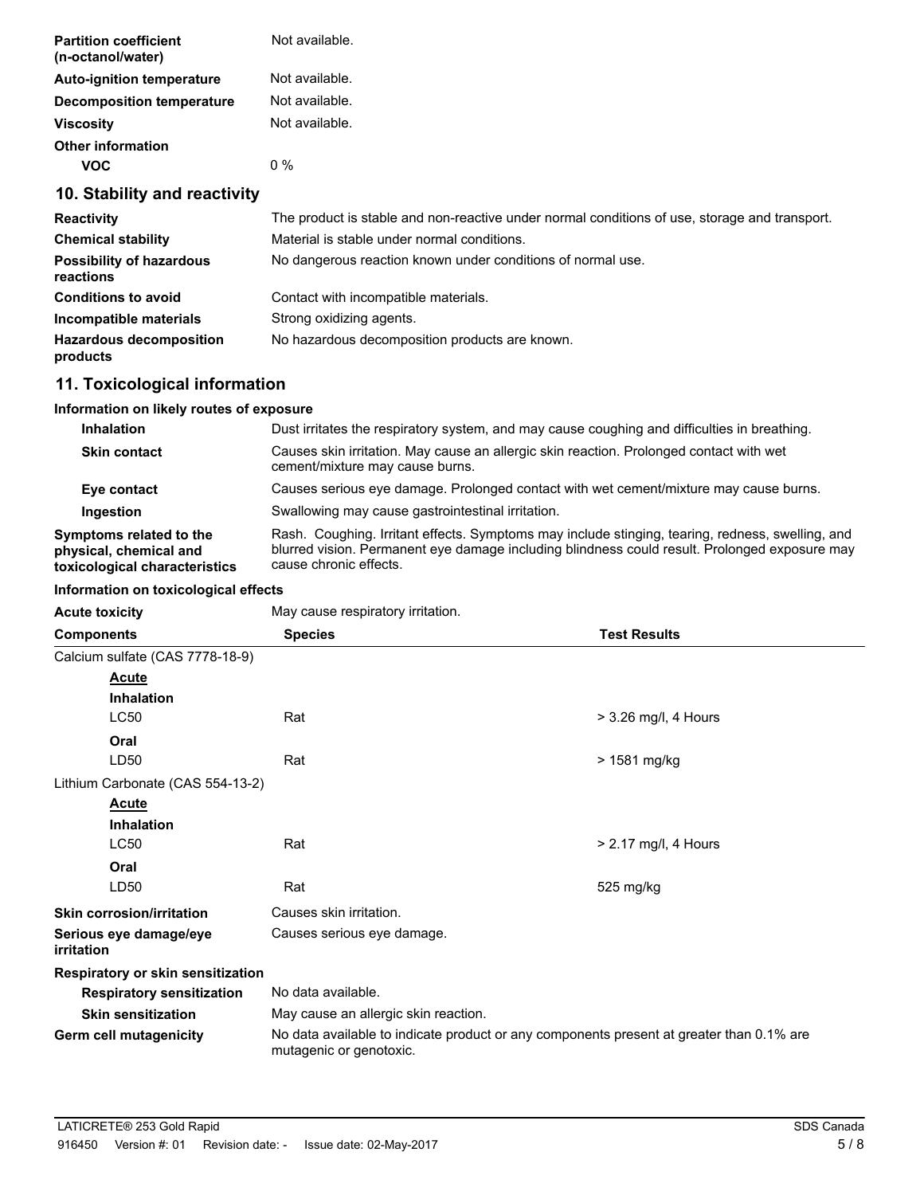| | |
|---|---|
| **Partition coefficient (n-octanol/water)** | Not available. |
| **Auto-ignition temperature** | Not available. |
| **Decomposition temperature** | Not available. |
| **Viscosity** | Not available. |
| **Other information** | |
| **VOC** | 0 % |

## 10. Stability and reactivity

| | |
|---|---|
| **Reactivity** | The product is stable and non-reactive under normal conditions of use, storage and transport. |
| **Chemical stability** | Material is stable under normal conditions. |
| **Possibility of hazardous reactions** | No dangerous reaction known under conditions of normal use. |
| **Conditions to avoid** | Contact with incompatible materials. |
| **Incompatible materials** | Strong oxidizing agents. |
| **Hazardous decomposition products** | No hazardous decomposition products are known. |

## 11. Toxicological information

**Information on likely routes of exposure**

| | |
|---|---|
| **Inhalation** | Dust irritates the respiratory system, and may cause coughing and difficulties in breathing. |
| **Skin contact** | Causes skin irritation. May cause an allergic skin reaction. Prolonged contact with wet cement/mixture may cause burns. |
| **Eye contact** | Causes serious eye damage. Prolonged contact with wet cement/mixture may cause burns. |
| **Ingestion** | Swallowing may cause gastrointestinal irritation. |
| **Symptoms related to the physical, chemical and toxicological characteristics** | Rash. Coughing. Irritant effects. Symptoms may include stinging, tearing, redness, swelling, and blurred vision. Permanent eye damage including blindness could result. Prolonged exposure may cause chronic effects. |

**Information on toxicological effects**

**Acute toxicity** May cause respiratory irritation.

| Components | Species | Test Results |
|---|---|---|
| Calcium sulfate (CAS 7778-18-9) | | |
| **Acute** | | |
| **Inhalation** | | |
| LC50 | Rat | > 3.26 mg/l, 4 Hours |
| **Oral** | | |
| LD50 | Rat | > 1581 mg/kg |
| Lithium Carbonate (CAS 554-13-2) | | |
| **Acute** | | |
| **Inhalation** | | |
| LC50 | Rat | > 2.17 mg/l, 4 Hours |
| **Oral** | | |
| LD50 | Rat | 525 mg/kg |

| | |
|---|---|
| **Skin corrosion/irritation** | Causes skin irritation. |
| **Serious eye damage/eye irritation** | Causes serious eye damage. |
| **Respiratory or skin sensitization** | |
| **Respiratory sensitization** | No data available. |
| **Skin sensitization** | May cause an allergic skin reaction. |
| **Germ cell mutagenicity** | No data available to indicate product or any components present at greater than 0.1% are mutagenic or genotoxic. |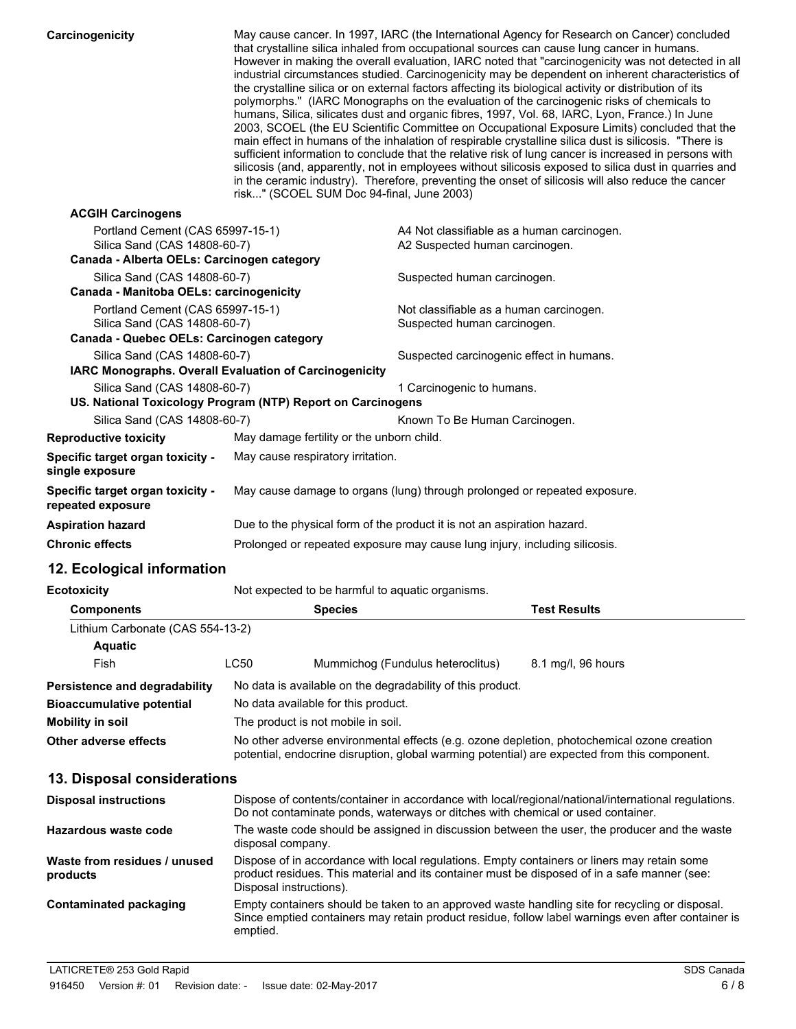**Carcinogenicity**

May cause cancer. In 1997, IARC (the International Agency for Research on Cancer) concluded that crystalline silica inhaled from occupational sources can cause lung cancer in humans. However in making the overall evaluation, IARC noted that "carcinogenicity was not detected in all industrial circumstances studied. Carcinogenicity may be dependent on inherent characteristics of the crystalline silica or on external factors affecting its biological activity or distribution of its polymorphs." (IARC Monographs on the evaluation of the carcinogenic risks of chemicals to humans, Silica, silicates dust and organic fibres, 1997, Vol. 68, IARC, Lyon, France.) In June 2003, SCOEL (the EU Scientific Committee on Occupational Exposure Limits) concluded that the main effect in humans of the inhalation of respirable crystalline silica dust is silicosis. "There is sufficient information to conclude that the relative risk of lung cancer is increased in persons with silicosis (and, apparently, not in employees without silicosis exposed to silica dust in quarries and in the ceramic industry). Therefore, preventing the onset of silicosis will also reduce the cancer risk..." (SCOEL SUM Doc 94-final, June 2003)

**ACGIH Carcinogens**

| | |
|---|---|
| Portland Cement (CAS 65997-15-1) | A4 Not classifiable as a human carcinogen. |
| Silica Sand (CAS 14808-60-7) | A2 Suspected human carcinogen. |
| **Canada - Alberta OELs: Carcinogen category** | |
| Silica Sand (CAS 14808-60-7) | Suspected human carcinogen. |
| **Canada - Manitoba OELs: carcinogenicity** | |
| Portland Cement (CAS 65997-15-1) | Not classifiable as a human carcinogen. |
| Silica Sand (CAS 14808-60-7) | Suspected human carcinogen. |
| **Canada - Quebec OELs: Carcinogen category** | |
| Silica Sand (CAS 14808-60-7) | Suspected carcinogenic effect in humans. |
| **IARC Monographs. Overall Evaluation of Carcinogenicity** | |
| Silica Sand (CAS 14808-60-7) | 1 Carcinogenic to humans. |
| **US. National Toxicology Program (NTP) Report on Carcinogens** | |
| Silica Sand (CAS 14808-60-7) | Known To Be Human Carcinogen. |

**Reproductive toxicity**: May damage fertility or the unborn child.

**Specific target organ toxicity - single exposure**: May cause respiratory irritation.

**Specific target organ toxicity - repeated exposure**: May cause damage to organs (lung) through prolonged or repeated exposure.

**Aspiration hazard**: Due to the physical form of the product it is not an aspiration hazard.

**Chronic effects**: Prolonged or repeated exposure may cause lung injury, including silicosis.

## 12. Ecological information

**Ecotoxicity**: Not expected to be harmful to aquatic organisms.

| Components | | Species | Test Results |
|---|---|---|---|
| Lithium Carbonate (CAS 554-13-2) | | | |
| **Aquatic** | | | |
| Fish | LC50 | Mummichog (Fundulus heteroclitus) | 8.1 mg/l, 96 hours |

**Persistence and degradability**: No data is available on the degradability of this product.

**Bioaccumulative potential**: No data available for this product.

**Mobility in soil**: The product is not mobile in soil.

**Other adverse effects**: No other adverse environmental effects (e.g. ozone depletion, photochemical ozone creation potential, endocrine disruption, global warming potential) are expected from this component.

## 13. Disposal considerations

**Disposal instructions**: Dispose of contents/container in accordance with local/regional/national/international regulations. Do not contaminate ponds, waterways or ditches with chemical or used container.

**Hazardous waste code**: The waste code should be assigned in discussion between the user, the producer and the waste disposal company.

**Waste from residues / unused products**: Dispose of in accordance with local regulations. Empty containers or liners may retain some product residues. This material and its container must be disposed of in a safe manner (see: Disposal instructions).

**Contaminated packaging**: Empty containers should be taken to an approved waste handling site for recycling or disposal. Since emptied containers may retain product residue, follow label warnings even after container is emptied.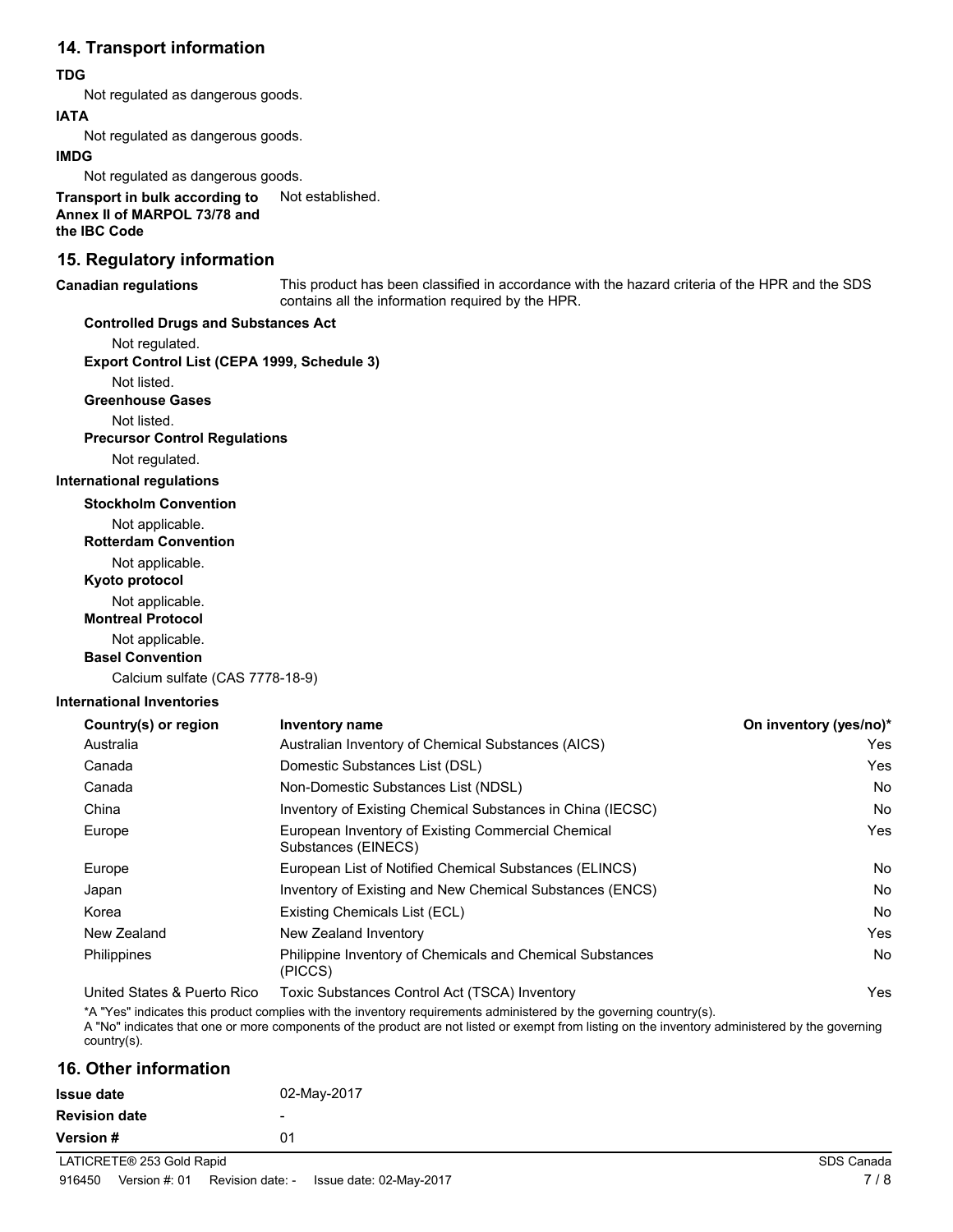## 14. Transport information

**TDG**

Not regulated as dangerous goods.

**IATA**

Not regulated as dangerous goods.

**IMDG**

Not regulated as dangerous goods.

**Transport in bulk according to Annex II of MARPOL 73/78 and the IBC Code** Not established.

## 15. Regulatory information

**Canadian regulations** This product has been classified in accordance with the hazard criteria of the HPR and the SDS contains all the information required by the HPR.

**Controlled Drugs and Substances Act**

Not regulated.

**Export Control List (CEPA 1999, Schedule 3)**

Not listed.

**Greenhouse Gases**

Not listed.

**Precursor Control Regulations**

Not regulated.

**International regulations**

**Stockholm Convention**

Not applicable.

**Rotterdam Convention**

Not applicable.

**Kyoto protocol**

Not applicable.

**Montreal Protocol**

Not applicable.

**Basel Convention**

Calcium sulfate (CAS 7778-18-9)

**International Inventories**

| Country(s) or region | Inventory name | On inventory (yes/no)* |
|---|---|---|
| Australia | Australian Inventory of Chemical Substances (AICS) | Yes |
| Canada | Domestic Substances List (DSL) | Yes |
| Canada | Non-Domestic Substances List (NDSL) | No |
| China | Inventory of Existing Chemical Substances in China (IECSC) | No |
| Europe | European Inventory of Existing Commercial Chemical Substances (EINECS) | Yes |
| Europe | European List of Notified Chemical Substances (ELINCS) | No |
| Japan | Inventory of Existing and New Chemical Substances (ENCS) | No |
| Korea | Existing Chemicals List (ECL) | No |
| New Zealand | New Zealand Inventory | Yes |
| Philippines | Philippine Inventory of Chemicals and Chemical Substances (PICCS) | No |
| United States & Puerto Rico | Toxic Substances Control Act (TSCA) Inventory | Yes |

*A "Yes" indicates this product complies with the inventory requirements administered by the governing country(s).
A "No" indicates that one or more components of the product are not listed or exempt from listing on the inventory administered by the governing country(s).

## 16. Other information

| | |
|---|---|
| **Issue date** | 02-May-2017 |
| **Revision date** | - |
| **Version #** | 01 |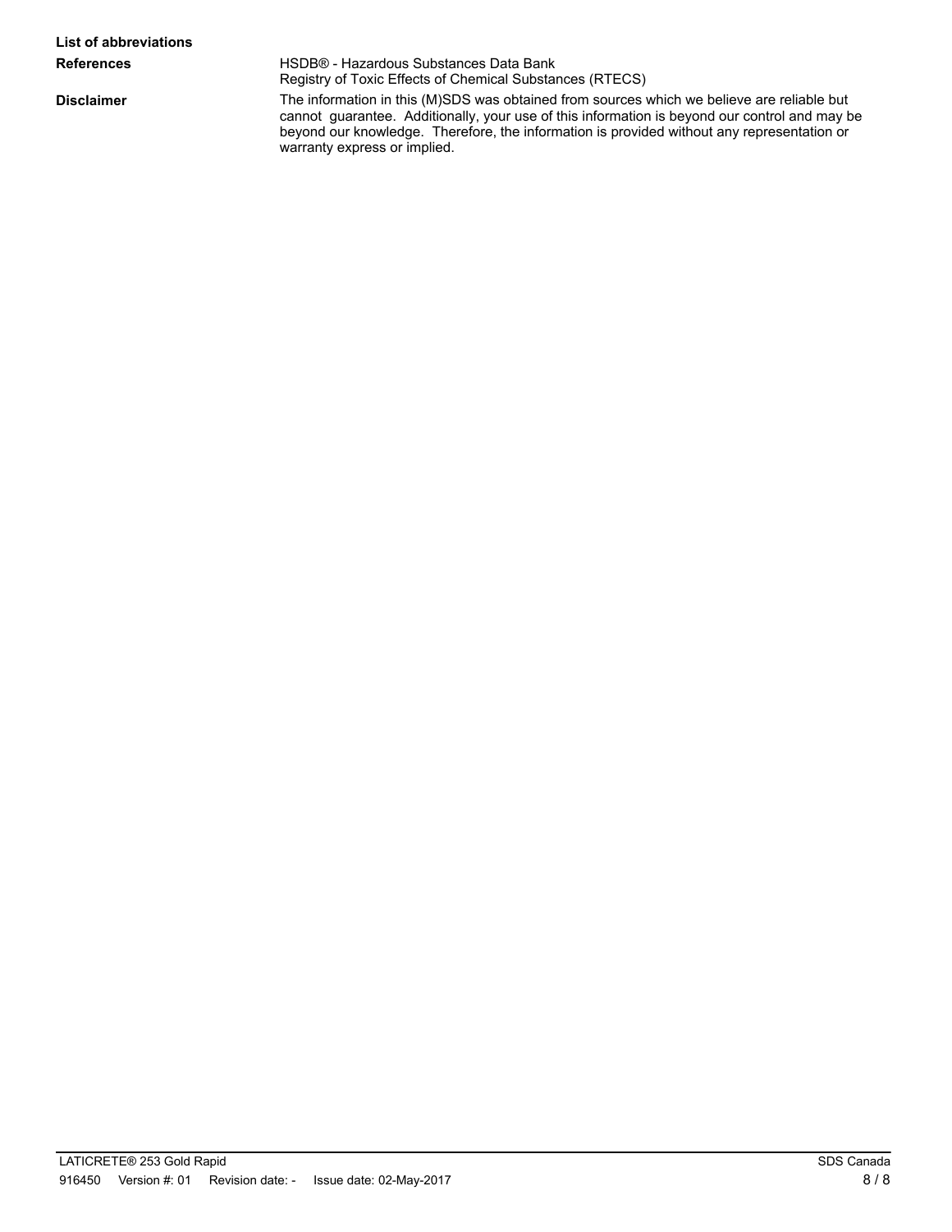**List of abbreviations**

**References**

HSDB® - Hazardous Substances Data Bank
Registry of Toxic Effects of Chemical Substances (RTECS)

**Disclaimer**

The information in this (M)SDS was obtained from sources which we believe are reliable but cannot guarantee. Additionally, your use of this information is beyond our control and may be beyond our knowledge. Therefore, the information is provided without any representation or warranty express or implied.